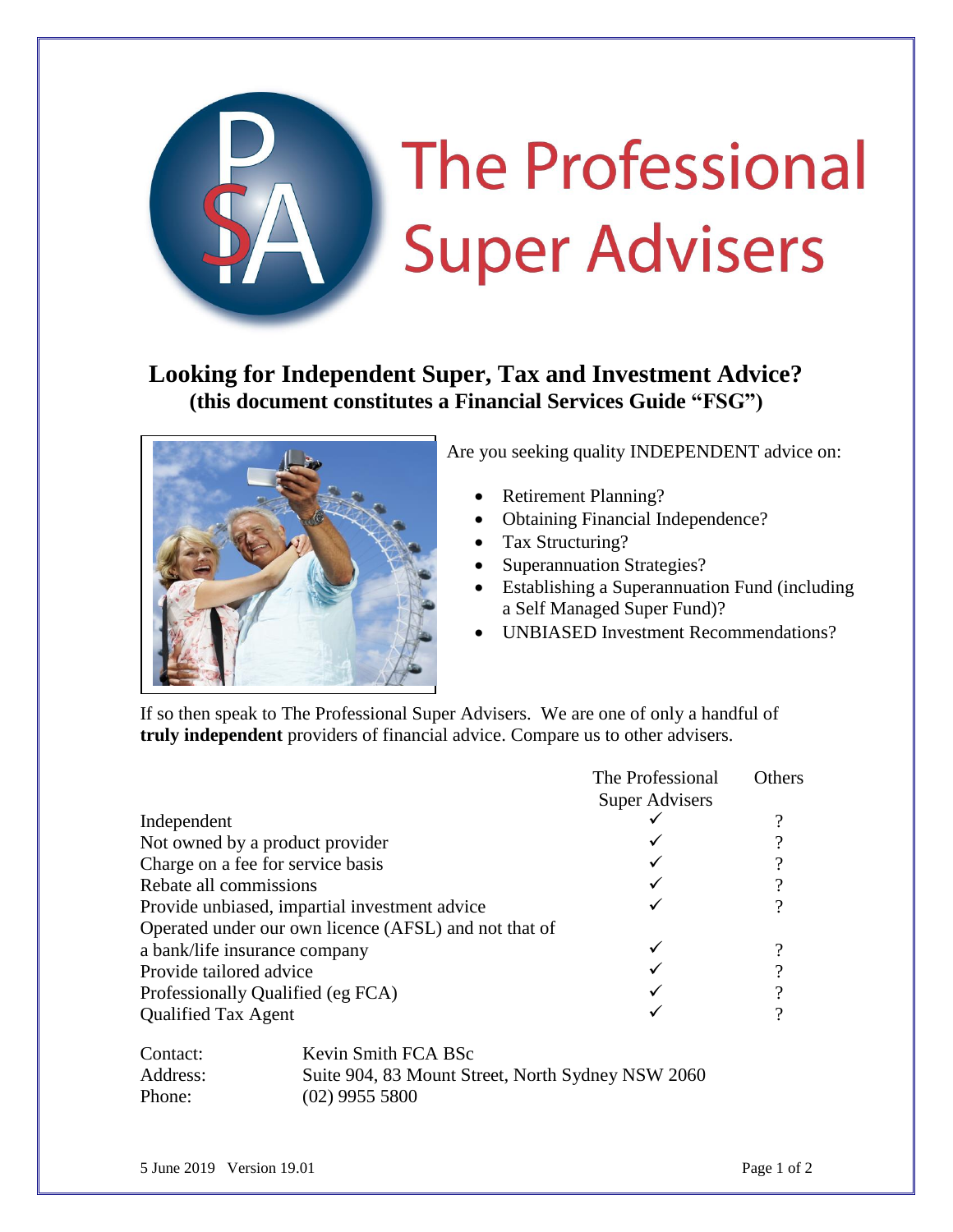# The Professional Super Advisers

## Looking for Independent Super, Tax and Investment Advice?

**(this document constitutes a Financial Services Guide "FSG")**

Are you seeking quality INDEPENDENT advice on:

- Retirement Planning?
- Obtaining Financial Independence?
- Tax Structuring?
- Superannuation Strategies?
- Establishing a Superannuation Fund (including a Self Managed Super Fund)?
- UNBIASED Investment Recommendations?

If so then speak to The Professional Super Advisers. We are one of only a handful of **truly independent** providers of financial advice. Compare us to other advisers.

| | The Professional Super Advisers | Others |
|---|---|---|
| Independent | ✓ | ? |
| Not owned by a product provider | ✓ | ? |
| Charge on a fee for service basis | ✓ | ? |
| Rebate all commissions | ✓ | ? |
| Provide unbiased, impartial investment advice | ✓ | ? |
| Operated under our own licence (AFSL) and not that of a bank/life insurance company | ✓ | ? |
| Provide tailored advice | ✓ | ? |
| Professionally Qualified (eg FCA) | ✓ | ? |
| Qualified Tax Agent | ✓ | ? |

Contact: Kevin Smith FCA BSc
Address: Suite 904, 83 Mount Street, North Sydney NSW 2060
Phone: (02) 9955 5800

5 June 2019 Version 19.01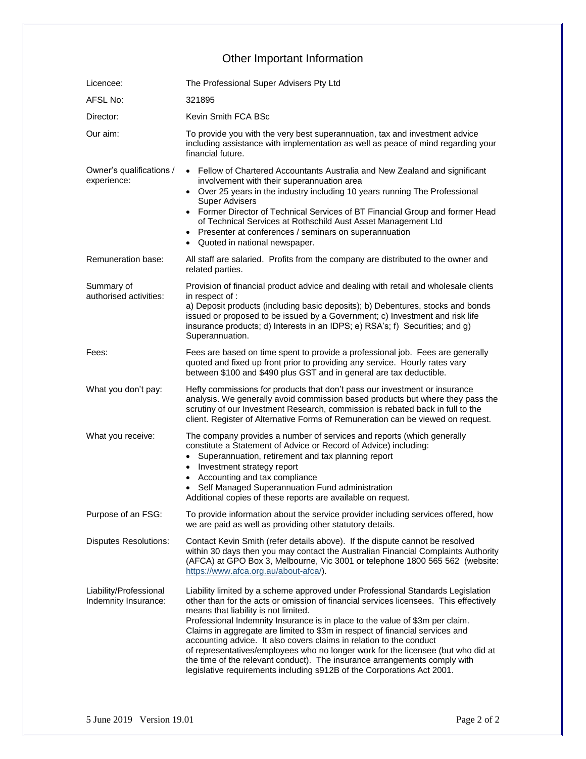# Other Important Information

| | |
|---|---|
| Licencee: | The Professional Super Advisers Pty Ltd |
| AFSL No: | 321895 |
| Director: | Kevin Smith FCA BSc |
| Our aim: | To provide you with the very best superannuation, tax and investment advice including assistance with implementation as well as peace of mind regarding your financial future. |
| Owner's qualifications / experience: | • Fellow of Chartered Accountants Australia and New Zealand and significant involvement with their superannuation area<br>• Over 25 years in the industry including 10 years running The Professional Super Advisers<br>• Former Director of Technical Services of BT Financial Group and former Head of Technical Services at Rothschild Aust Asset Management Ltd<br>• Presenter at conferences / seminars on superannuation<br>• Quoted in national newspaper. |
| Remuneration base: | All staff are salaried. Profits from the company are distributed to the owner and related parties. |
| Summary of authorised activities: | Provision of financial product advice and dealing with retail and wholesale clients in respect of :<br>a) Deposit products (including basic deposits); b) Debentures, stocks and bonds issued or proposed to be issued by a Government; c) Investment and risk life insurance products; d) Interests in an IDPS; e) RSA's; f) Securities; and g) Superannuation. |
| Fees: | Fees are based on time spent to provide a professional job. Fees are generally quoted and fixed up front prior to providing any service. Hourly rates vary between $100 and $490 plus GST and in general are tax deductible. |
| What you don't pay: | Hefty commissions for products that don't pass our investment or insurance analysis. We generally avoid commission based products but where they pass the scrutiny of our Investment Research, commission is rebated back in full to the client. Register of Alternative Forms of Remuneration can be viewed on request. |
| What you receive: | The company provides a number of services and reports (which generally constitute a Statement of Advice or Record of Advice) including:<br>• Superannuation, retirement and tax planning report<br>• Investment strategy report<br>• Accounting and tax compliance<br>• Self Managed Superannuation Fund administration<br>Additional copies of these reports are available on request. |
| Purpose of an FSG: | To provide information about the service provider including services offered, how we are paid as well as providing other statutory details. |
| Disputes Resolutions: | Contact Kevin Smith (refer details above). If the dispute cannot be resolved within 30 days then you may contact the Australian Financial Complaints Authority (AFCA) at GPO Box 3, Melbourne, Vic 3001 or telephone 1800 565 562 (website: https://www.afca.org.au/about-afca/). |
| Liability/Professional Indemnity Insurance: | Liability limited by a scheme approved under Professional Standards Legislation other than for the acts or omission of financial services licensees. This effectively means that liability is not limited.<br>Professional Indemnity Insurance is in place to the value of $3m per claim. Claims in aggregate are limited to $3m in respect of financial services and accounting advice. It also covers claims in relation to the conduct of representatives/employees who no longer work for the licensee (but who did at the time of the relevant conduct). The insurance arrangements comply with legislative requirements including s912B of the Corporations Act 2001. |

5 June 2019 Version 19.01